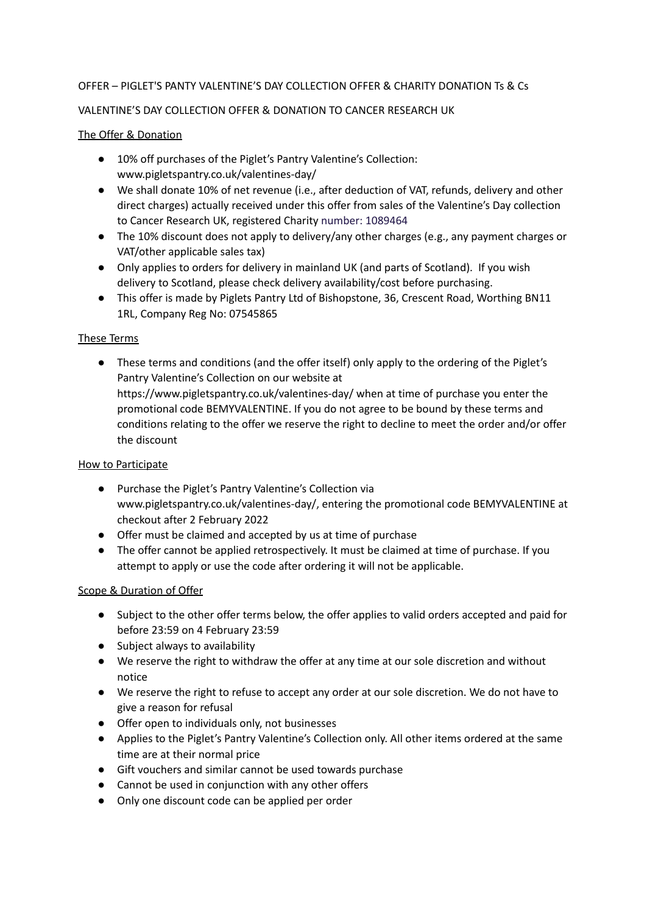OFFER – PIGLET'S PANTY VALENTINE'S DAY COLLECTION OFFER & CHARITY DONATION Ts & Cs

VALENTINE'S DAY COLLECTION OFFER & DONATION TO CANCER RESEARCH UK

## The Offer & Donation

- 10% off purchases of the Piglet's Pantry Valentine's Collection: www.pigletspantry.co.uk/valentines-day/
- We shall donate 10% of net revenue (i.e., after deduction of VAT, refunds, delivery and other direct charges) actually received under this offer from sales of the Valentine's Day collection to Cancer Research UK, registered Charity number: 1089464
- The 10% discount does not apply to delivery/any other charges (e.g., any payment charges or VAT/other applicable sales tax)
- Only applies to orders for delivery in mainland UK (and parts of Scotland). If you wish delivery to Scotland, please check delivery availability/cost before purchasing.
- This offer is made by Piglets Pantry Ltd of Bishopstone, 36, Crescent Road, Worthing BN11 1RL, Company Reg No: 07545865

## These Terms

- These terms and conditions (and the offer itself) only apply to the ordering of the Piglet's Pantry Valentine's Collection on our website at https://www.pigletspantry.co.uk/valentines-day/ when at time of purchase you enter the promotional code BEMYVALENTINE. If you do not agree to be bound by these terms and conditions relating to the offer we reserve the right to decline to meet the order and/or offer the discount

## How to Participate

- Purchase the Piglet's Pantry Valentine's Collection via www.pigletspantry.co.uk/valentines-day/, entering the promotional code BEMYVALENTINE at checkout after 2 February 2022
- Offer must be claimed and accepted by us at time of purchase
- The offer cannot be applied retrospectively. It must be claimed at time of purchase. If you attempt to apply or use the code after ordering it will not be applicable.

## Scope & Duration of Offer

- Subject to the other offer terms below, the offer applies to valid orders accepted and paid for before 23:59 on 4 February 23:59
- Subject always to availability
- We reserve the right to withdraw the offer at any time at our sole discretion and without notice
- We reserve the right to refuse to accept any order at our sole discretion. We do not have to give a reason for refusal
- Offer open to individuals only, not businesses
- Applies to the Piglet's Pantry Valentine's Collection only. All other items ordered at the same time are at their normal price
- Gift vouchers and similar cannot be used towards purchase
- Cannot be used in conjunction with any other offers
- Only one discount code can be applied per order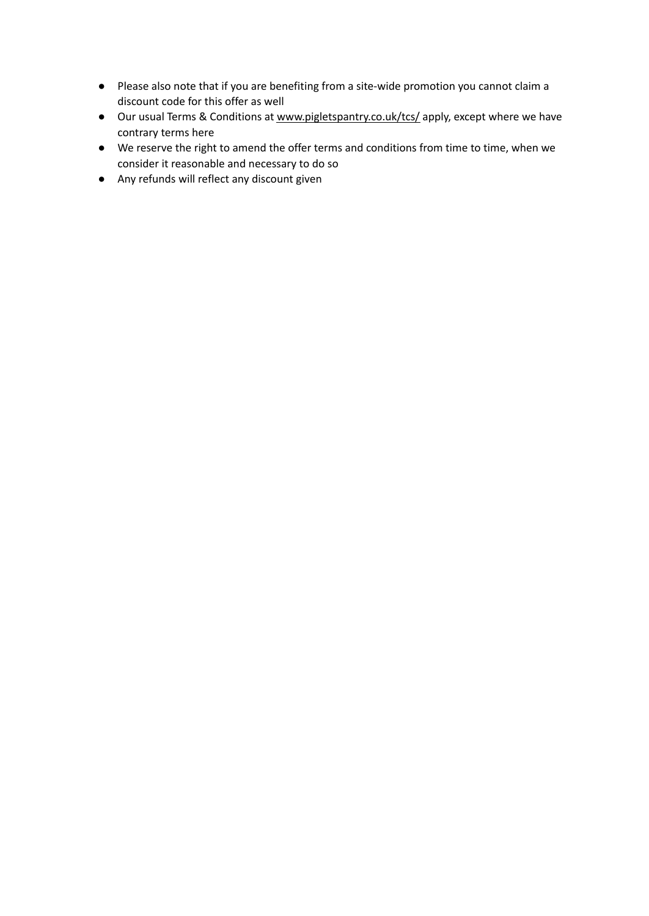- Please also note that if you are benefiting from a site-wide promotion you cannot claim a discount code for this offer as well
- Our usual Terms & Conditions at www.pigletspantry.co.uk/tcs/ apply, except where we have contrary terms here
- We reserve the right to amend the offer terms and conditions from time to time, when we consider it reasonable and necessary to do so
- Any refunds will reflect any discount given